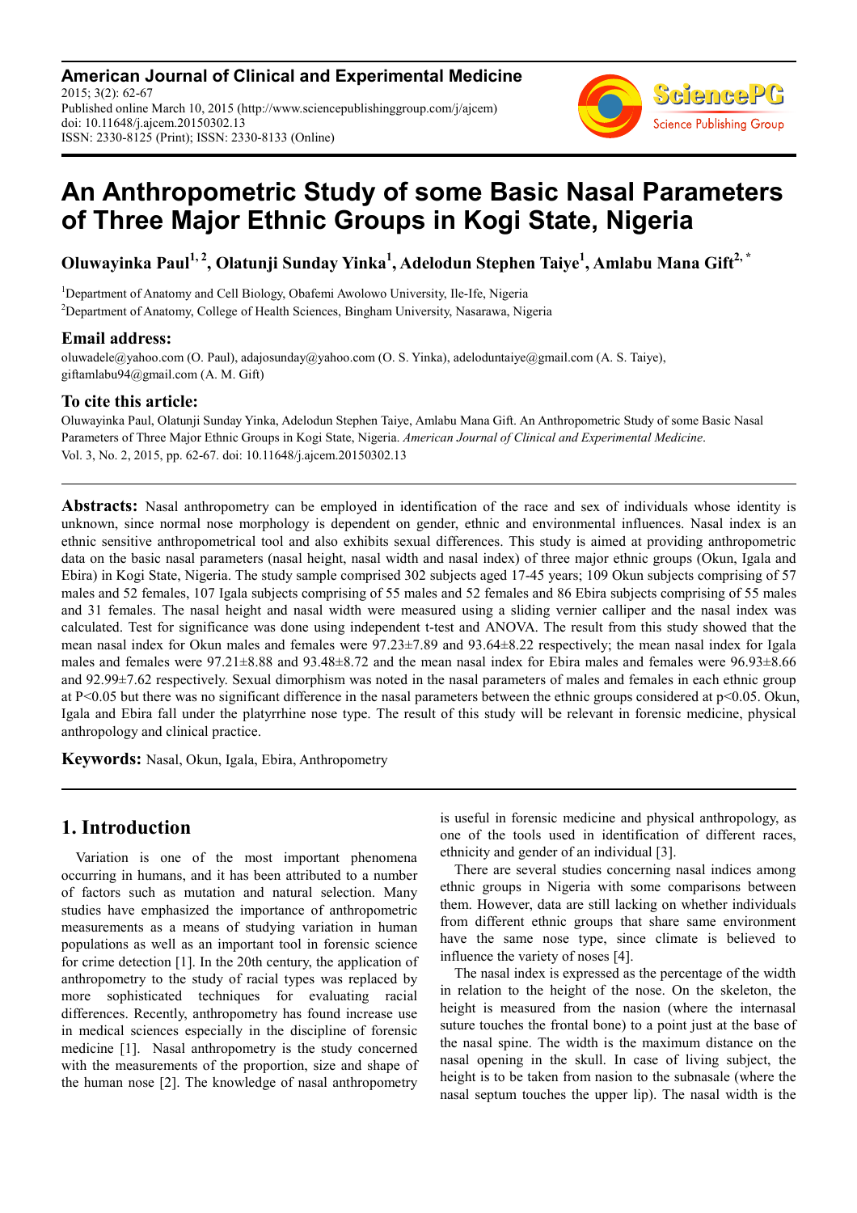**American Journal of Clinical and Experimental Medicine**
2015; 3(2): 62-67
Published online March 10, 2015 (http://www.sciencepublishinggroup.com/j/ajcem)
doi: 10.11648/j.ajcem.20150302.13
ISSN: 2330-8125 (Print); ISSN: 2330-8133 (Online)

# An Anthropometric Study of some Basic Nasal Parameters of Three Major Ethnic Groups in Kogi State, Nigeria

**Oluwayinka Paul[1, 2], Olatunji Sunday Yinka[1], Adelodun Stephen Taiye[1], Amlabu Mana Gift[2, *]**

[1]Department of Anatomy and Cell Biology, Obafemi Awolowo University, Ile-Ife, Nigeria
[2]Department of Anatomy, College of Health Sciences, Bingham University, Nasarawa, Nigeria

### Email address:

oluwadele@yahoo.com (O. Paul), adajosunday@yahoo.com (O. S. Yinka), adeloduntaiye@gmail.com (A. S. Taiye), giftamlabu94@gmail.com (A. M. Gift)

### To cite this article:

Oluwayinka Paul, Olatunji Sunday Yinka, Adelodun Stephen Taiye, Amlabu Mana Gift. An Anthropometric Study of some Basic Nasal Parameters of Three Major Ethnic Groups in Kogi State, Nigeria. *American Journal of Clinical and Experimental Medicine*. Vol. 3, No. 2, 2015, pp. 62-67. doi: 10.11648/j.ajcem.20150302.13

---

**Abstracts:** Nasal anthropometry can be employed in identification of the race and sex of individuals whose identity is unknown, since normal nose morphology is dependent on gender, ethnic and environmental influences. Nasal index is an ethnic sensitive anthropometrical tool and also exhibits sexual differences. This study is aimed at providing anthropometric data on the basic nasal parameters (nasal height, nasal width and nasal index) of three major ethnic groups (Okun, Igala and Ebira) in Kogi State, Nigeria. The study sample comprised 302 subjects aged 17-45 years; 109 Okun subjects comprising of 57 males and 52 females, 107 Igala subjects comprising of 55 males and 52 females and 86 Ebira subjects comprising of 55 males and 31 females. The nasal height and nasal width were measured using a sliding vernier calliper and the nasal index was calculated. Test for significance was done using independent t-test and ANOVA. The result from this study showed that the mean nasal index for Okun males and females were 97.23±7.89 and 93.64±8.22 respectively; the mean nasal index for Igala males and females were 97.21±8.88 and 93.48±8.72 and the mean nasal index for Ebira males and females were 96.93±8.66 and 92.99±7.62 respectively. Sexual dimorphism was noted in the nasal parameters of males and females in each ethnic group at $P<0.05$ but there was no significant difference in the nasal parameters between the ethnic groups considered at $p<0.05$. Okun, Igala and Ebira fall under the platyrrhine nose type. The result of this study will be relevant in forensic medicine, physical anthropology and clinical practice.

**Keywords:** Nasal, Okun, Igala, Ebira, Anthropometry

---

## 1. Introduction

Variation is one of the most important phenomena occurring in humans, and it has been attributed to a number of factors such as mutation and natural selection. Many studies have emphasized the importance of anthropometric measurements as a means of studying variation in human populations as well as an important tool in forensic science for crime detection [1]. In the 20th century, the application of anthropometry to the study of racial types was replaced by more sophisticated techniques for evaluating racial differences. Recently, anthropometry has found increase use in medical sciences especially in the discipline of forensic medicine [1]. Nasal anthropometry is the study concerned with the measurements of the proportion, size and shape of the human nose [2]. The knowledge of nasal anthropometry is useful in forensic medicine and physical anthropology, as one of the tools used in identification of different races, ethnicity and gender of an individual [3].

There are several studies concerning nasal indices among ethnic groups in Nigeria with some comparisons between them. However, data are still lacking on whether individuals from different ethnic groups that share same environment have the same nose type, since climate is believed to influence the variety of noses [4].

The nasal index is expressed as the percentage of the width in relation to the height of the nose. On the skeleton, the height is measured from the nasion (where the internasal suture touches the frontal bone) to a point just at the base of the nasal spine. The width is the maximum distance on the nasal opening in the skull. In case of living subject, the height is to be taken from nasion to the subnasale (where the nasal septum touches the upper lip). The nasal width is the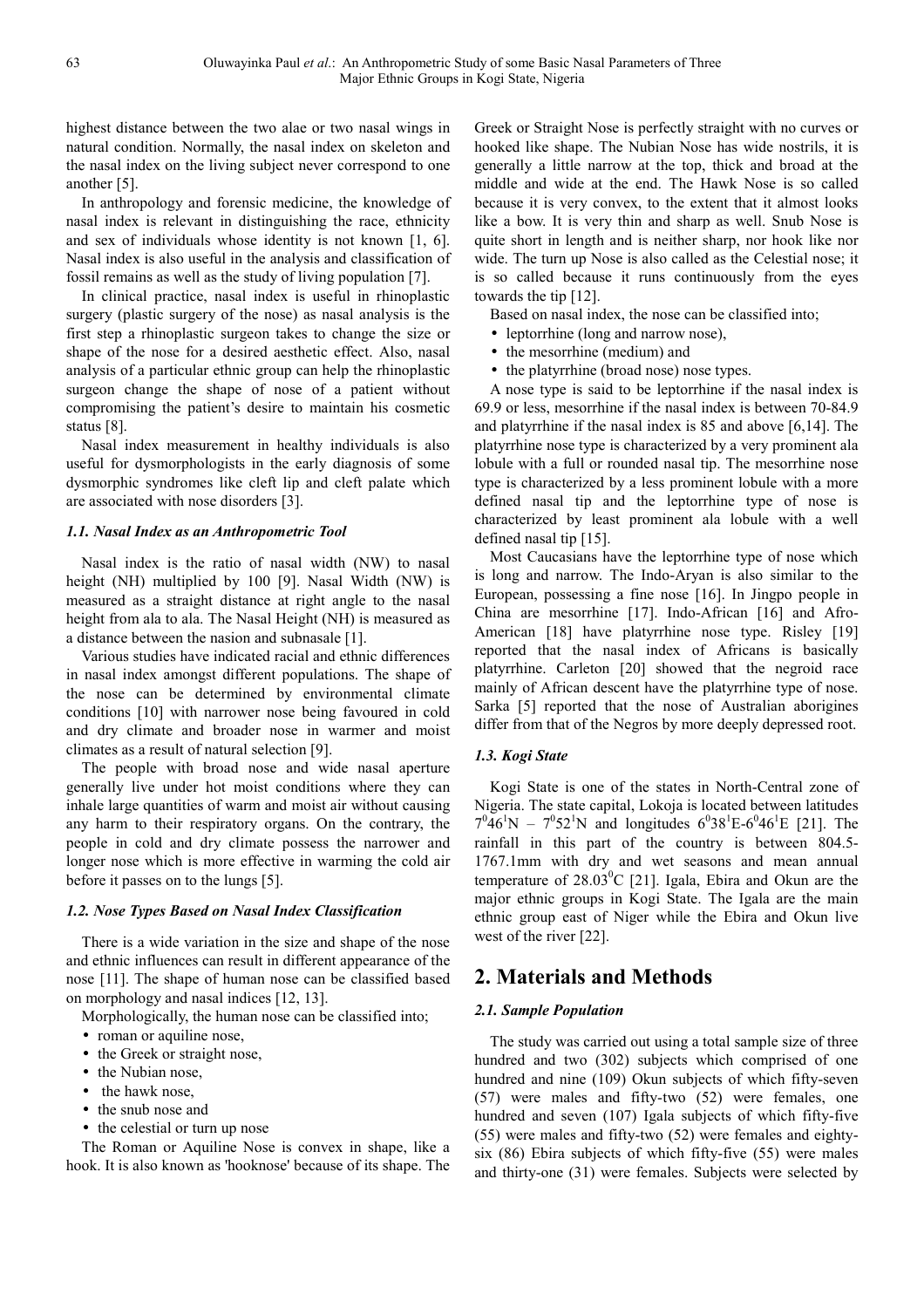highest distance between the two alae or two nasal wings in natural condition. Normally, the nasal index on skeleton and the nasal index on the living subject never correspond to one another [5].

In anthropology and forensic medicine, the knowledge of nasal index is relevant in distinguishing the race, ethnicity and sex of individuals whose identity is not known [1, 6]. Nasal index is also useful in the analysis and classification of fossil remains as well as the study of living population [7].

In clinical practice, nasal index is useful in rhinoplastic surgery (plastic surgery of the nose) as nasal analysis is the first step a rhinoplastic surgeon takes to change the size or shape of the nose for a desired aesthetic effect. Also, nasal analysis of a particular ethnic group can help the rhinoplastic surgeon change the shape of nose of a patient without compromising the patient's desire to maintain his cosmetic status [8].

Nasal index measurement in healthy individuals is also useful for dysmorphologists in the early diagnosis of some dysmorphic syndromes like cleft lip and cleft palate which are associated with nose disorders [3].

### *1.1. Nasal Index as an Anthropometric Tool*

Nasal index is the ratio of nasal width (NW) to nasal height (NH) multiplied by 100 [9]. Nasal Width (NW) is measured as a straight distance at right angle to the nasal height from ala to ala. The Nasal Height (NH) is measured as a distance between the nasion and subnasale [1].

Various studies have indicated racial and ethnic differences in nasal index amongst different populations. The shape of the nose can be determined by environmental climate conditions [10] with narrower nose being favoured in cold and dry climate and broader nose in warmer and moist climates as a result of natural selection [9].

The people with broad nose and wide nasal aperture generally live under hot moist conditions where they can inhale large quantities of warm and moist air without causing any harm to their respiratory organs. On the contrary, the people in cold and dry climate possess the narrower and longer nose which is more effective in warming the cold air before it passes on to the lungs [5].

### *1.2. Nose Types Based on Nasal Index Classification*

There is a wide variation in the size and shape of the nose and ethnic influences can result in different appearance of the nose [11]. The shape of human nose can be classified based on morphology and nasal indices [12, 13].

Morphologically, the human nose can be classified into;

- roman or aquiline nose,
- the Greek or straight nose,
- the Nubian nose,
- the hawk nose,
- the snub nose and
- the celestial or turn up nose

The Roman or Aquiline Nose is convex in shape, like a hook. It is also known as 'hooknose' because of its shape. The Greek or Straight Nose is perfectly straight with no curves or hooked like shape. The Nubian Nose has wide nostrils, it is generally a little narrow at the top, thick and broad at the middle and wide at the end. The Hawk Nose is so called because it is very convex, to the extent that it almost looks like a bow. It is very thin and sharp as well. Snub Nose is quite short in length and is neither sharp, nor hook like nor wide. The turn up Nose is also called as the Celestial nose; it is so called because it runs continuously from the eyes towards the tip [12].

Based on nasal index, the nose can be classified into;

- leptorrhine (long and narrow nose),
- the mesorrhine (medium) and
- the platyrrhine (broad nose) nose types.

A nose type is said to be leptorrhine if the nasal index is 69.9 or less, mesorrhine if the nasal index is between 70-84.9 and platyrrhine if the nasal index is 85 and above [6,14]. The platyrrhine nose type is characterized by a very prominent ala lobule with a full or rounded nasal tip. The mesorrhine nose type is characterized by a less prominent lobule with a more defined nasal tip and the leptorrhine type of nose is characterized by least prominent ala lobule with a well defined nasal tip [15].

Most Caucasians have the leptorrhine type of nose which is long and narrow. The Indo-Aryan is also similar to the European, possessing a fine nose [16]. In Jingpo people in China are mesorrhine [17]. Indo-African [16] and Afro-American [18] have platyrrhine nose type. Risley [19] reported that the nasal index of Africans is basically platyrrhine. Carleton [20] showed that the negroid race mainly of African descent have the platyrrhine type of nose. Sarka [5] reported that the nose of Australian aborigines differ from that of the Negros by more deeply depressed root.

### *1.3. Kogi State*

Kogi State is one of the states in North-Central zone of Nigeria. The state capital, Lokoja is located between latitudes $7^{0}46^{1}$N – $7^{0}52^{1}$N and longitudes $6^{0}38^{1}$E-$6^{0}46^{1}$E [21]. The rainfall in this part of the country is between 804.5-1767.1mm with dry and wet seasons and mean annual temperature of $28.03^{0}$C [21]. Igala, Ebira and Okun are the major ethnic groups in Kogi State. The Igala are the main ethnic group east of Niger while the Ebira and Okun live west of the river [22].

## 2. Materials and Methods

### *2.1. Sample Population*

The study was carried out using a total sample size of three hundred and two (302) subjects which comprised of one hundred and nine (109) Okun subjects of which fifty-seven (57) were males and fifty-two (52) were females, one hundred and seven (107) Igala subjects of which fifty-five (55) were males and fifty-two (52) were females and eighty-six (86) Ebira subjects of which fifty-five (55) were males and thirty-one (31) were females. Subjects were selected by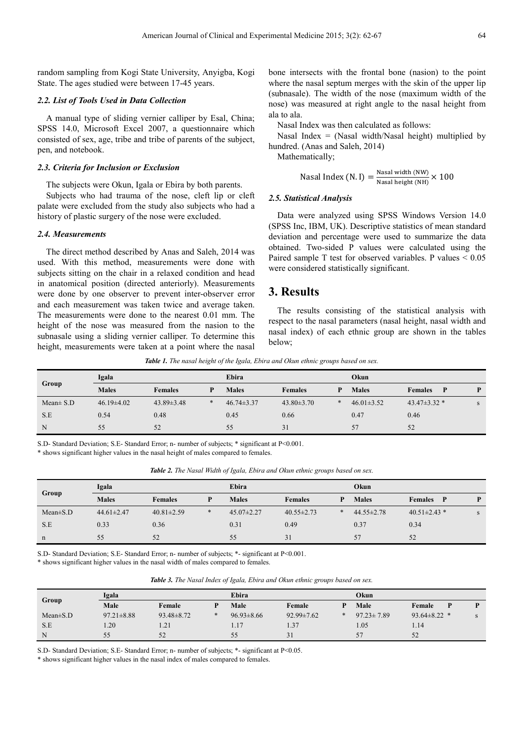random sampling from Kogi State University, Anyigba, Kogi State. The ages studied were between 17-45 years.

### 2.2. List of Tools Used in Data Collection

A manual type of sliding vernier calliper by Esal, China; SPSS 14.0, Microsoft Excel 2007, a questionnaire which consisted of sex, age, tribe and tribe of parents of the subject, pen, and notebook.

### 2.3. Criteria for Inclusion or Exclusion

The subjects were Okun, Igala or Ebira by both parents.

Subjects who had trauma of the nose, cleft lip or cleft palate were excluded from the study also subjects who had a history of plastic surgery of the nose were excluded.

### 2.4. Measurements

The direct method described by Anas and Saleh, 2014 was used. With this method, measurements were done with subjects sitting on the chair in a relaxed condition and head in anatomical position (directed anteriorly). Measurements were done by one observer to prevent inter-observer error and each measurement was taken twice and average taken. The measurements were done to the nearest 0.01 mm. The height of the nose was measured from the nasion to the subnasale using a sliding vernier calliper. To determine this height, measurements were taken at a point where the nasal bone intersects with the frontal bone (nasion) to the point where the nasal septum merges with the skin of the upper lip (subnasale). The width of the nose (maximum width of the nose) was measured at right angle to the nasal height from ala to ala.

Nasal Index was then calculated as follows:

Nasal Index = (Nasal width/Nasal height) multiplied by hundred. (Anas and Saleh, 2014)

Mathematically;

$$\text{Nasal Index (N. I)} = \frac{\text{Nasal width (NW)}}{\text{Nasal height (NH)}} \times 100$$

### 2.5. Statistical Analysis

Data were analyzed using SPSS Windows Version 14.0 (SPSS Inc, IBM, UK). Descriptive statistics of mean standard deviation and percentage were used to summarize the data obtained. Two-sided P values were calculated using the Paired sample T test for observed variables. P values < 0.05 were considered statistically significant.

## 3. Results

The results consisting of the statistical analysis with respect to the nasal parameters (nasal height, nasal width and nasal index) of each ethnic group are shown in the tables below;

***Table 1.** The nasal height of the Igala, Ebira and Okun ethnic groups based on sex.*

| Group | Igala | | | Ebira | | | Okun | | |
|---|---|---|---|---|---|---|---|---|---|
| | Males | Females | P | Males | Females | P | Males | Females P | P |
| Mean± S.D | 46.19±4.02 | 43.89±3.48 | * | 46.74±3.37 | 43.80±3.70 | * | 46.01±3.52 | 43.47±3.32 * | s |
| S.E | 0.54 | 0.48 | | 0.45 | 0.66 | | 0.47 | 0.46 | |
| N | 55 | 52 | | 55 | 31 | | 57 | 52 | |

S.D- Standard Deviation; S.E- Standard Error; n- number of subjects; * significant at P<0.001.

* shows significant higher values in the nasal height of males compared to females.

***Table 2.** The Nasal Width of Igala, Ebira and Okun ethnic groups based on sex.*

| Group | Igala | | | Ebira | | | Okun | | |
|---|---|---|---|---|---|---|---|---|---|
| | Males | Females | P | Males | Females | P | Males | Females P | P |
| Mean±S.D | 44.61±2.47 | 40.81±2.59 | * | 45.07±2.27 | 40.55±2.73 | * | 44.55±2.78 | 40.51±2.43 * | s |
| S.E | 0.33 | 0.36 | | 0.31 | 0.49 | | 0.37 | 0.34 | |
| n | 55 | 52 | | 55 | 31 | | 57 | 52 | |

S.D- Standard Deviation; S.E- Standard Error; n- number of subjects; *- significant at P<0.001.

* shows significant higher values in the nasal width of males compared to females.

***Table 3.** The Nasal Index of Igala, Ebira and Okun ethnic groups based on sex.*

| Group | Igala | | | Ebira | | | Okun | | |
|---|---|---|---|---|---|---|---|---|---|
| | Male | Female | P | Male | Female | P | Male | Female P | P |
| Mean±S.D | 97.21±8.88 | 93.48±8.72 | * | 96.93±8.66 | 92.99±7.62 | * | 97.23± 7.89 | 93.64±8.22 * | s |
| S.E | 1.20 | 1.21 | | 1.17 | 1.37 | | 1.05 | 1.14 | |
| N | 55 | 52 | | 55 | 31 | | 57 | 52 | |

S.D- Standard Deviation; S.E- Standard Error; n- number of subjects; *- significant at P<0.05.

* shows significant higher values in the nasal index of males compared to females.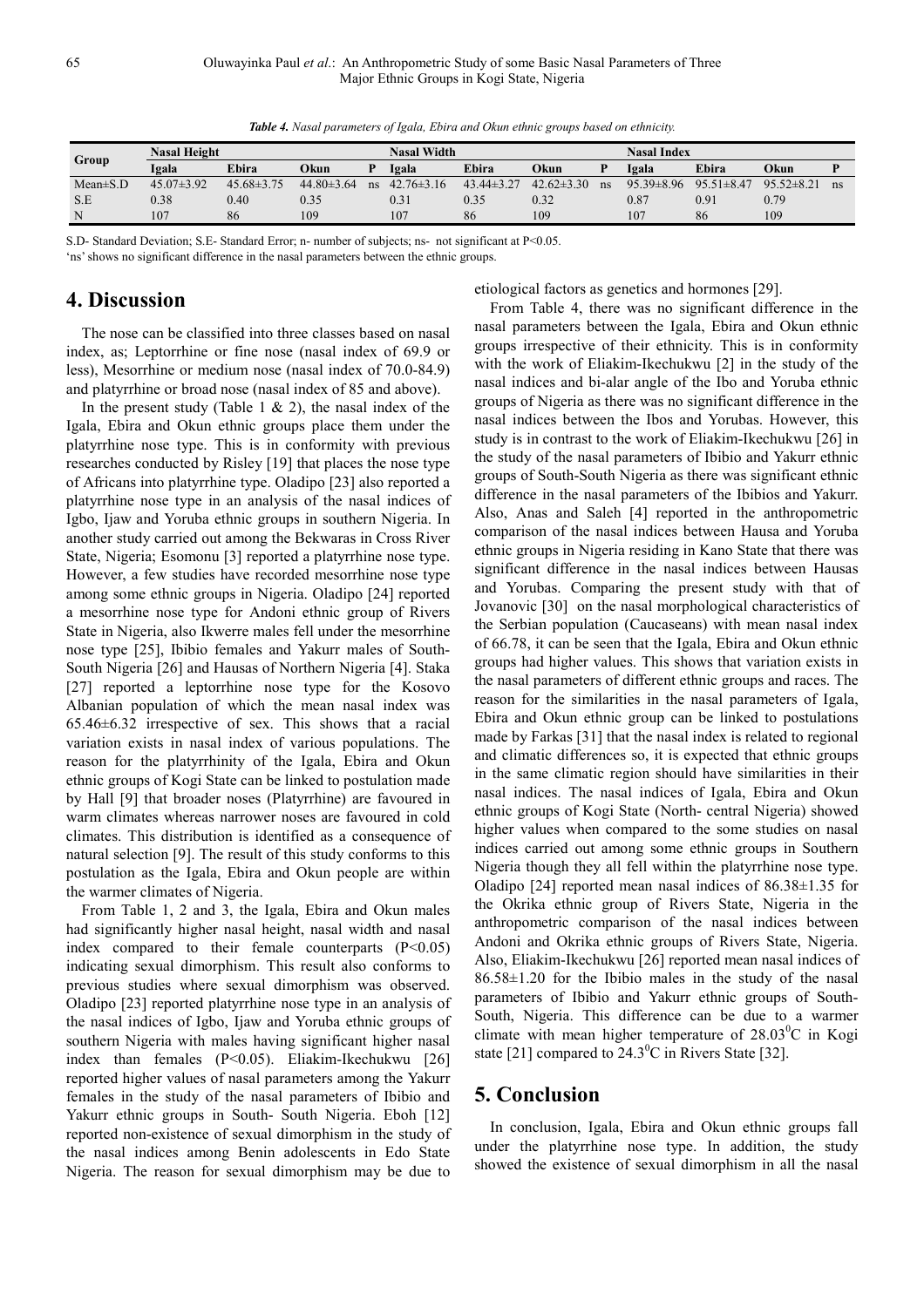*Table 4. Nasal parameters of Igala, Ebira and Okun ethnic groups based on ethnicity.*

| Group | Nasal Height | | | | Nasal Width | | | | Nasal Index | | | |
|---|---|---|---|---|---|---|---|---|---|---|---|---|
| | Igala | Ebira | Okun | P | Igala | Ebira | Okun | P | Igala | Ebira | Okun | P |
| Mean±S.D | 45.07±3.92 | 45.68±3.75 | 44.80±3.64 | ns | 42.76±3.16 | 43.44±3.27 | 42.62±3.30 | ns | 95.39±8.96 | 95.51±8.47 | 95.52±8.21 | ns |
| S.E | 0.38 | 0.40 | 0.35 | | 0.31 | 0.35 | 0.32 | | 0.87 | 0.91 | 0.79 | |
| N | 107 | 86 | 109 | | 107 | 86 | 109 | | 107 | 86 | 109 | |

S.D- Standard Deviation; S.E- Standard Error; n- number of subjects; ns- not significant at P<0.05.
'ns' shows no significant difference in the nasal parameters between the ethnic groups.

## 4. Discussion

The nose can be classified into three classes based on nasal index, as; Leptorrhine or fine nose (nasal index of 69.9 or less), Mesorrhine or medium nose (nasal index of 70.0-84.9) and platyrrhine or broad nose (nasal index of 85 and above).

In the present study (Table 1 & 2), the nasal index of the Igala, Ebira and Okun ethnic groups place them under the platyrrhine nose type. This is in conformity with previous researches conducted by Risley [19] that places the nose type of Africans into platyrrhine type. Oladipo [23] also reported a platyrrhine nose type in an analysis of the nasal indices of Igbo, Ijaw and Yoruba ethnic groups in southern Nigeria. In another study carried out among the Bekwaras in Cross River State, Nigeria; Esomonu [3] reported a platyrrhine nose type. However, a few studies have recorded mesorrhine nose type among some ethnic groups in Nigeria. Oladipo [24] reported a mesorrhine nose type for Andoni ethnic group of Rivers State in Nigeria, also Ikwerre males fell under the mesorrhine nose type [25], Ibibio females and Yakurr males of South-South Nigeria [26] and Hausas of Northern Nigeria [4]. Staka [27] reported a leptorrhine nose type for the Kosovo Albanian population of which the mean nasal index was 65.46±6.32 irrespective of sex. This shows that a racial variation exists in nasal index of various populations. The reason for the platyrrhinity of the Igala, Ebira and Okun ethnic groups of Kogi State can be linked to postulation made by Hall [9] that broader noses (Platyrrhine) are favoured in warm climates whereas narrower noses are favoured in cold climates. This distribution is identified as a consequence of natural selection [9]. The result of this study conforms to this postulation as the Igala, Ebira and Okun people are within the warmer climates of Nigeria.

From Table 1, 2 and 3, the Igala, Ebira and Okun males had significantly higher nasal height, nasal width and nasal index compared to their female counterparts ($P<0.05$) indicating sexual dimorphism. This result also conforms to previous studies where sexual dimorphism was observed. Oladipo [23] reported platyrrhine nose type in an analysis of the nasal indices of Igbo, Ijaw and Yoruba ethnic groups of southern Nigeria with males having significant higher nasal index than females ($P<0.05$). Eliakim-Ikechukwu [26] reported higher values of nasal parameters among the Yakurr females in the study of the nasal parameters of Ibibio and Yakurr ethnic groups in South- South Nigeria. Eboh [12] reported non-existence of sexual dimorphism in the study of the nasal indices among Benin adolescents in Edo State Nigeria. The reason for sexual dimorphism may be due to etiological factors as genetics and hormones [29].

From Table 4, there was no significant difference in the nasal parameters between the Igala, Ebira and Okun ethnic groups irrespective of their ethnicity. This is in conformity with the work of Eliakim-Ikechukwu [2] in the study of the nasal indices and bi-alar angle of the Ibo and Yoruba ethnic groups of Nigeria as there was no significant difference in the nasal indices between the Ibos and Yorubas. However, this study is in contrast to the work of Eliakim-Ikechukwu [26] in the study of the nasal parameters of Ibibio and Yakurr ethnic groups of South-South Nigeria as there was significant ethnic difference in the nasal parameters of the Ibibios and Yakurr. Also, Anas and Saleh [4] reported in the anthropometric comparison of the nasal indices between Hausa and Yoruba ethnic groups in Nigeria residing in Kano State that there was significant difference in the nasal indices between Hausas and Yorubas. Comparing the present study with that of Jovanovic [30] on the nasal morphological characteristics of the Serbian population (Caucaseans) with mean nasal index of 66.78, it can be seen that the Igala, Ebira and Okun ethnic groups had higher values. This shows that variation exists in the nasal parameters of different ethnic groups and races. The reason for the similarities in the nasal parameters of Igala, Ebira and Okun ethnic group can be linked to postulations made by Farkas [31] that the nasal index is related to regional and climatic differences so, it is expected that ethnic groups in the same climatic region should have similarities in their nasal indices. The nasal indices of Igala, Ebira and Okun ethnic groups of Kogi State (North- central Nigeria) showed higher values when compared to the some studies on nasal indices carried out among some ethnic groups in Southern Nigeria though they all fell within the platyrrhine nose type. Oladipo [24] reported mean nasal indices of 86.38±1.35 for the Okrika ethnic group of Rivers State, Nigeria in the anthropometric comparison of the nasal indices between Andoni and Okrika ethnic groups of Rivers State, Nigeria. Also, Eliakim-Ikechukwu [26] reported mean nasal indices of 86.58±1.20 for the Ibibio males in the study of the nasal parameters of Ibibio and Yakurr ethnic groups of South-South, Nigeria. This difference can be due to a warmer climate with mean higher temperature of $28.03^0$C in Kogi state [21] compared to $24.3^0$C in Rivers State [32].

## 5. Conclusion

In conclusion, Igala, Ebira and Okun ethnic groups fall under the platyrrhine nose type. In addition, the study showed the existence of sexual dimorphism in all the nasal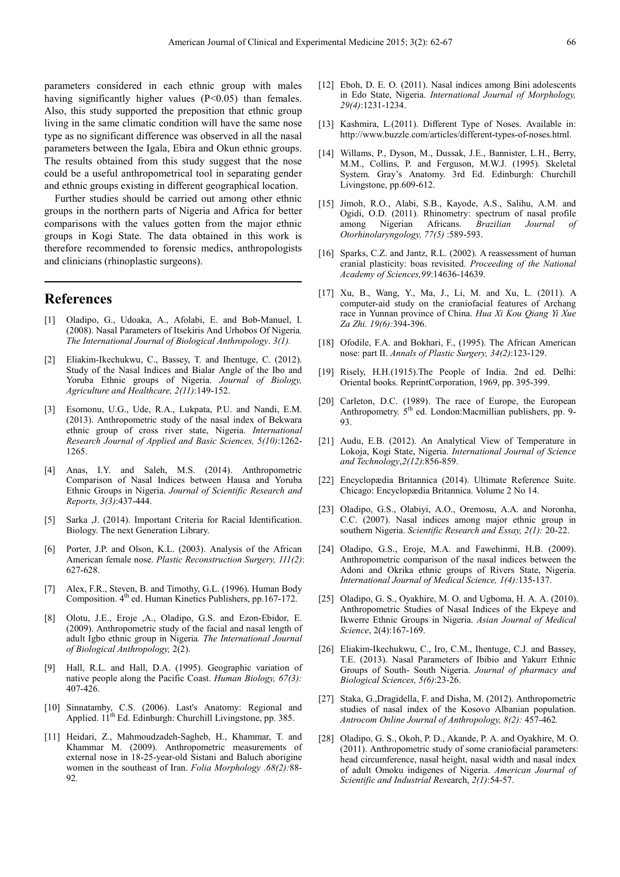parameters considered in each ethnic group with males having significantly higher values ($P<0.05$) than females. Also, this study supported the preposition that ethnic group living in the same climatic condition will have the same nose type as no significant difference was observed in all the nasal parameters between the Igala, Ebira and Okun ethnic groups. The results obtained from this study suggest that the nose could be a useful anthropometrical tool in separating gender and ethnic groups existing in different geographical location.

Further studies should be carried out among other ethnic groups in the northern parts of Nigeria and Africa for better comparisons with the values gotten from the major ethnic groups in Kogi State. The data obtained in this work is therefore recommended to forensic medics, anthropologists and clinicians (rhinoplastic surgeons).

## References

[1] Oladipo, G., Udoaka, A., Afolabi, E. and Bob-Manuel, I. (2008). Nasal Parameters of Itsekiris And Urhobos Of Nigeria. *The International Journal of Biological Anthropology*. *3(1).*

[2] Eliakim-Ikechukwu, C., Bassey, T. and Ihentuge, C. (2012). Study of the Nasal Indices and Bialar Angle of the Ibo and Yoruba Ethnic groups of Nigeria. *Journal of Biology, Agriculture and Healthcare, 2(11)*:149-152.

[3] Esomonu, U.G., Ude, R.A., Lukpata, P.U. and Nandi, E.M. (2013). Anthropometric study of the nasal index of Bekwara ethnic group of cross river state, Nigeria. *International Research Journal of Applied and Basic Sciences, 5(10)*:1262-1265.

[4] Anas, I.Y. and Saleh, M.S. (2014). Anthropometric Comparison of Nasal Indices between Hausa and Yoruba Ethnic Groups in Nigeria. *Journal of Scientific Research and Reports, 3(3)*:437-444.

[5] Sarka ,J. (2014). Important Criteria for Racial Identification. Biology. The next Generation Library.

[6] Porter, J.P. and Olson, K.L. (2003). Analysis of the African American female nose. *Plastic Reconstruction Surgery, 111(2)*: 627-628.

[7] Alex, F.R., Steven, B. and Timothy, G.L. (1996). Human Body Composition. 4th ed. Human Kinetics Publishers, pp.167-172.

[8] Olotu, J.E., Eroje ,A., Oladipo, G.S. and Ezon-Ebidor, E. (2009). Anthropometric study of the facial and nasal length of adult Igbo ethnic group in Nigeria. *The International Journal of Biological Anthropology,* 2(2).

[9] Hall, R.L. and Hall, D.A. (1995). Geographic variation of native people along the Pacific Coast. *Human Biology, 67(3):* 407-426.

[10] Sinnatamby, C.S. (2006). Last's Anatomy: Regional and Applied. 11th Ed. Edinburgh: Churchill Livingstone, pp. 385.

[11] Heidari, Z., Mahmoudzadeh-Sagheb, H., Khammar, T. and Khammar M. (2009). Anthropometric measurements of external nose in 18-25-year-old Sistani and Baluch aborigine women in the southeast of Iran. *Folia Morphology .68(2):*88-92.

[12] Eboh, D. E. O. (2011). Nasal indices among Bini adolescents in Edo State, Nigeria. *International Journal of Morphology, 29(4)*:1231-1234.

[13] Kashmira, L.(2011). Different Type of Noses. Available in: http://www.buzzle.com/articles/different-types-of-noses.html.

[14] Willams, P., Dyson, M., Dussak, J.E., Bannister, L.H., Berry, M.M., Collins, P. and Ferguson, M.W.J. (1995). Skeletal System. Gray's Anatomy. 3rd Ed. Edinburgh: Churchill Livingstone, pp.609-612.

[15] Jimoh, R.O., Alabi, S.B., Kayode, A.S., Salihu, A.M. and Ogidi, O.D. (2011). Rhinometry: spectrum of nasal profile among Nigerian Africans. *Brazilian Journal of Otorhinolaryngology, 77(5)* :589-593.

[16] Sparks, C.Z. and Jantz, R.L. (2002). A reassessment of human cranial plasticity: boas revisited. *Proceeding of the National Academy of Sciences,99*:14636-14639.

[17] Xu, B., Wang, Y., Ma, J., Li, M. and Xu, L. (2011). A computer-aid study on the craniofacial features of Archang race in Yunnan province of China. *Hua Xi Kou Qiang Yi Xue Za Zhi. 19(6):*394-396.

[18] Ofodile, F.A. and Bokhari, F., (1995). The African American nose: part II. *Annals of Plastic Surgery, 34(2)*:123-129.

[19] Risely, H.H.(1915).The People of India. 2nd ed. Delhi: Oriental books. ReprintCorporation, 1969, pp. 395-399.

[20] Carleton, D.C. (1989). The race of Europe, the European Anthropometry. 5th ed. London:Macmillian publishers, pp. 9-93.

[21] Audu, E.B. (2012). An Analytical View of Temperature in Lokoja, Kogi State, Nigeria. *International Journal of Science and Technology*,*2(12)*:856-859.

[22] Encyclopædia Britannica (2014). Ultimate Reference Suite. Chicago: Encyclopædia Britannica. Volume 2 No 14.

[23] Oladipo, G.S., Olabiyi, A.O., Oremosu, A.A. and Noronha, C.C. (2007). Nasal indices among major ethnic group in southern Nigeria. *Scientific Research and Essay, 2(1):* 20-22.

[24] Oladipo, G.S., Eroje, M.A. and Fawehinmi, H.B. (2009). Anthropometric comparison of the nasal indices between the Adoni and Okrika ethnic groups of Rivers State, Nigeria. *International Journal of Medical Science, 1(4):*135-137.

[25] Oladipo, G. S., Oyakhire, M. O. and Ugboma, H. A. A. (2010). Anthropometric Studies of Nasal Indices of the Ekpeye and Ikwerre Ethnic Groups in Nigeria. *Asian Journal of Medical Science*, 2(4):167-169.

[26] Eliakim-Ikechukwu, C., Iro, C.M., Ihentuge, C.J. and Bassey, T.E. (2013). Nasal Parameters of Ibibio and Yakurr Ethnic Groups of South- South Nigeria. *Journal of pharmacy and Biological Sciences, 5(6)*:23-26.

[27] Staka, G.,Dragidella, F. and Disha, M. (2012). Anthropometric studies of nasal index of the Kosovo Albanian population. *Antrocom Online Journal of Anthropology, 8(2):* 457-462*.*

[28] Oladipo, G. S., Okoh, P. D., Akande, P. A. and Oyakhire, M. O. (2011). Anthropometric study of some craniofacial parameters: head circumference, nasal height, nasal width and nasal index of adult Omoku indigenes of Nigeria. *American Journal of Scientific and Industrial Res*earch, *2(1)*:54-57.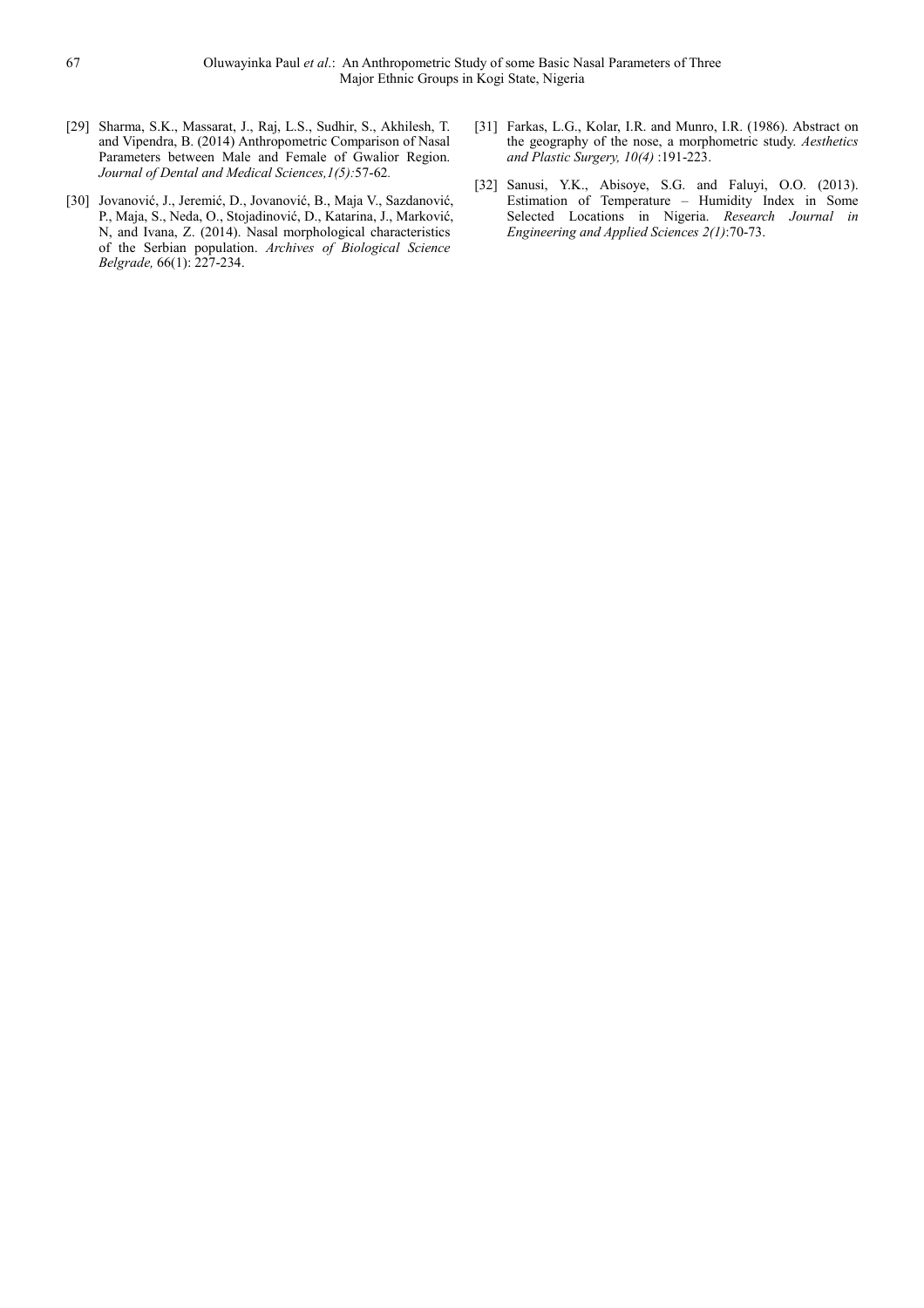[29] Sharma, S.K., Massarat, J., Raj, L.S., Sudhir, S., Akhilesh, T. and Vipendra, B. (2014) Anthropometric Comparison of Nasal Parameters between Male and Female of Gwalior Region. *Journal of Dental and Medical Sciences,1(5):*57-62.

[30] Jovanović, J., Jeremić, D., Jovanović, B., Maja V., Sazdanović, P., Maja, S., Neda, O., Stojadinović, D., Katarina, J., Marković, N, and Ivana, Z. (2014). Nasal morphological characteristics of the Serbian population. *Archives of Biological Science Belgrade,* 66(1): 227-234.

[31] Farkas, L.G., Kolar, I.R. and Munro, I.R. (1986). Abstract on the geography of the nose, a morphometric study. *Aesthetics and Plastic Surgery, 10(4)* :191-223.

[32] Sanusi, Y.K., Abisoye, S.G. and Faluyi, O.O. (2013). Estimation of Temperature – Humidity Index in Some Selected Locations in Nigeria. *Research Journal in Engineering and Applied Sciences 2(1)*:70-73.